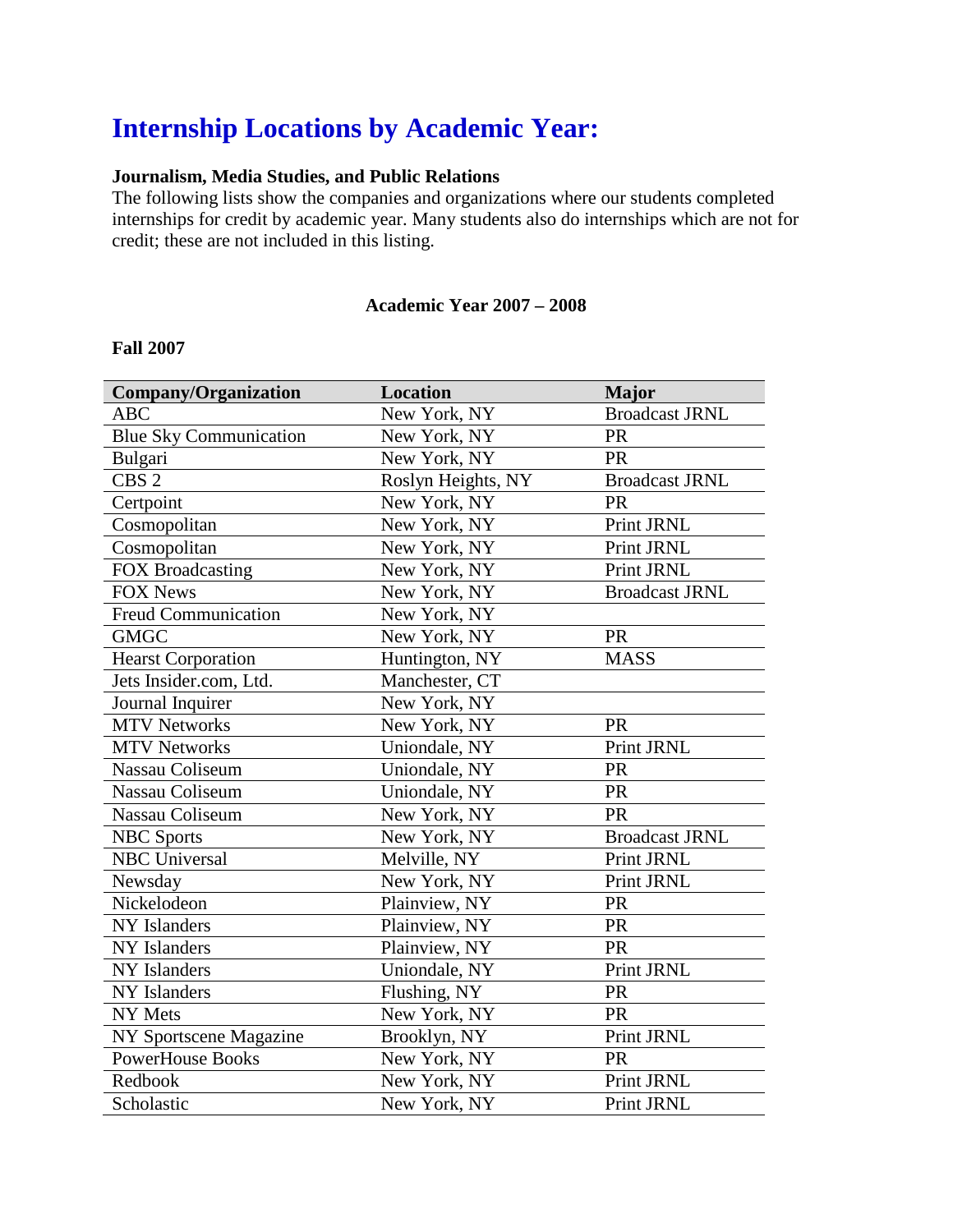# Internship Locations by Academic Year:

**Journalism, Media Studies, and Public Relations**

The following lists show the companies and organizations where our students completed internships for credit by academic year. Many students also do internships which are not for credit; these are not included in this listing.

**Academic Year 2007 – 2008**

**Fall 2007**

| Company/Organization | Location | Major |
|---|---|---|
| ABC | New York, NY | Broadcast JRNL |
| Blue Sky Communication | New York, NY | PR |
| Bulgari | New York, NY | PR |
| CBS 2 | Roslyn Heights, NY | Broadcast JRNL |
| Certpoint | New York, NY | PR |
| Cosmopolitan | New York, NY | Print JRNL |
| Cosmopolitan | New York, NY | Print JRNL |
| FOX Broadcasting | New York, NY | Print JRNL |
| FOX News | New York, NY | Broadcast JRNL |
| Freud Communication | New York, NY | |
| GMGC | New York, NY | PR |
| Hearst Corporation | Huntington, NY | MASS |
| Jets Insider.com, Ltd. | Manchester, CT | |
| Journal Inquirer | New York, NY | |
| MTV Networks | New York, NY | PR |
| MTV Networks | Uniondale, NY | Print JRNL |
| Nassau Coliseum | Uniondale, NY | PR |
| Nassau Coliseum | Uniondale, NY | PR |
| Nassau Coliseum | New York, NY | PR |
| NBC Sports | New York, NY | Broadcast JRNL |
| NBC Universal | Melville, NY | Print JRNL |
| Newsday | New York, NY | Print JRNL |
| Nickelodeon | Plainview, NY | PR |
| NY Islanders | Plainview, NY | PR |
| NY Islanders | Plainview, NY | PR |
| NY Islanders | Uniondale, NY | Print JRNL |
| NY Islanders | Flushing, NY | PR |
| NY Mets | New York, NY | PR |
| NY Sportscene Magazine | Brooklyn, NY | Print JRNL |
| PowerHouse Books | New York, NY | PR |
| Redbook | New York, NY | Print JRNL |
| Scholastic | New York, NY | Print JRNL |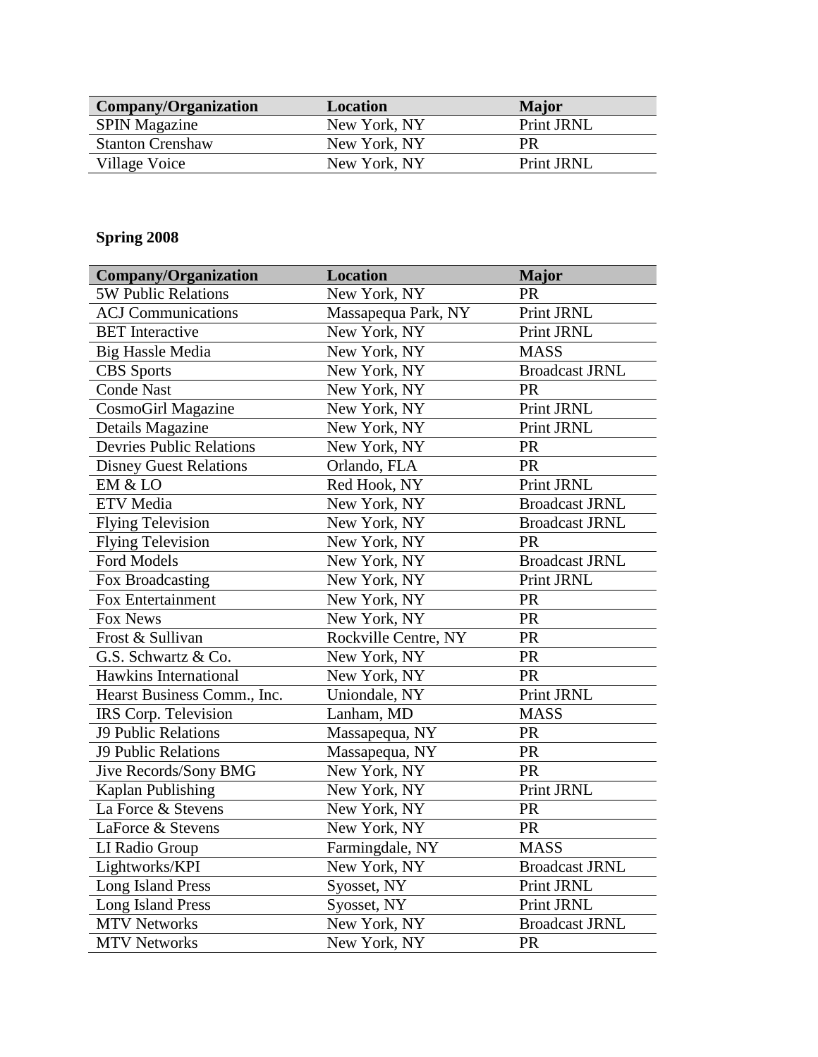| Company/Organization | Location | Major |
|---|---|---|
| SPIN Magazine | New York, NY | Print JRNL |
| Stanton Crenshaw | New York, NY | PR |
| Village Voice | New York, NY | Print JRNL |

**Spring 2008**

| Company/Organization | Location | Major |
|---|---|---|
| 5W Public Relations | New York, NY | PR |
| ACJ Communications | Massapequa Park, NY | Print JRNL |
| BET Interactive | New York, NY | Print JRNL |
| Big Hassle Media | New York, NY | MASS |
| CBS Sports | New York, NY | Broadcast JRNL |
| Conde Nast | New York, NY | PR |
| CosmoGirl Magazine | New York, NY | Print JRNL |
| Details Magazine | New York, NY | Print JRNL |
| Devries Public Relations | New York, NY | PR |
| Disney Guest Relations | Orlando, FLA | PR |
| EM & LO | Red Hook, NY | Print JRNL |
| ETV Media | New York, NY | Broadcast JRNL |
| Flying Television | New York, NY | Broadcast JRNL |
| Flying Television | New York, NY | PR |
| Ford Models | New York, NY | Broadcast JRNL |
| Fox Broadcasting | New York, NY | Print JRNL |
| Fox Entertainment | New York, NY | PR |
| Fox News | New York, NY | PR |
| Frost & Sullivan | Rockville Centre, NY | PR |
| G.S. Schwartz & Co. | New York, NY | PR |
| Hawkins International | New York, NY | PR |
| Hearst Business Comm., Inc. | Uniondale, NY | Print JRNL |
| IRS Corp. Television | Lanham, MD | MASS |
| J9 Public Relations | Massapequa, NY | PR |
| J9 Public Relations | Massapequa, NY | PR |
| Jive Records/Sony BMG | New York, NY | PR |
| Kaplan Publishing | New York, NY | Print JRNL |
| La Force & Stevens | New York, NY | PR |
| LaForce & Stevens | New York, NY | PR |
| LI Radio Group | Farmingdale, NY | MASS |
| Lightworks/KPI | New York, NY | Broadcast JRNL |
| Long Island Press | Syosset, NY | Print JRNL |
| Long Island Press | Syosset, NY | Print JRNL |
| MTV Networks | New York, NY | Broadcast JRNL |
| MTV Networks | New York, NY | PR |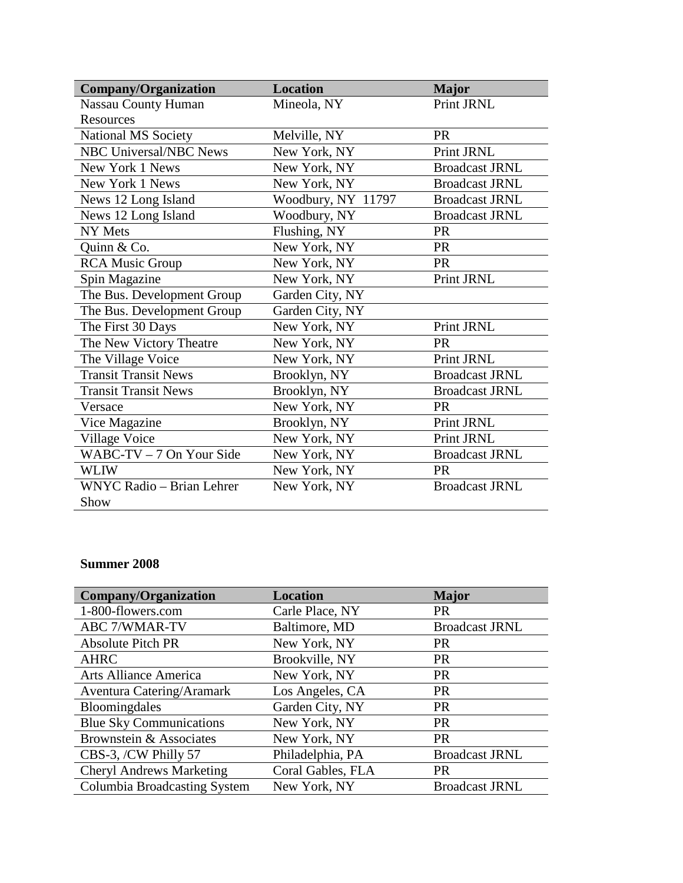| Company/Organization | Location | Major |
| --- | --- | --- |
| Nassau County Human Resources | Mineola, NY | Print JRNL |
| National MS Society | Melville, NY | PR |
| NBC Universal/NBC News | New York, NY | Print JRNL |
| New York 1 News | New York, NY | Broadcast JRNL |
| New York 1 News | New York, NY | Broadcast JRNL |
| News 12 Long Island | Woodbury, NY 11797 | Broadcast JRNL |
| News 12 Long Island | Woodbury, NY | Broadcast JRNL |
| NY Mets | Flushing, NY | PR |
| Quinn & Co. | New York, NY | PR |
| RCA Music Group | New York, NY | PR |
| Spin Magazine | New York, NY | Print JRNL |
| The Bus. Development Group | Garden City, NY | |
| The Bus. Development Group | Garden City, NY | |
| The First 30 Days | New York, NY | Print JRNL |
| The New Victory Theatre | New York, NY | PR |
| The Village Voice | New York, NY | Print JRNL |
| Transit Transit News | Brooklyn, NY | Broadcast JRNL |
| Transit Transit News | Brooklyn, NY | Broadcast JRNL |
| Versace | New York, NY | PR |
| Vice Magazine | Brooklyn, NY | Print JRNL |
| Village Voice | New York, NY | Print JRNL |
| WABC-TV – 7 On Your Side | New York, NY | Broadcast JRNL |
| WLIW | New York, NY | PR |
| WNYC Radio – Brian Lehrer Show | New York, NY | Broadcast JRNL |

**Summer 2008**

| Company/Organization | Location | Major |
| --- | --- | --- |
| 1-800-flowers.com | Carle Place, NY | PR |
| ABC 7/WMAR-TV | Baltimore, MD | Broadcast JRNL |
| Absolute Pitch PR | New York, NY | PR |
| AHRC | Brookville, NY | PR |
| Arts Alliance America | New York, NY | PR |
| Aventura Catering/Aramark | Los Angeles, CA | PR |
| Bloomingdales | Garden City, NY | PR |
| Blue Sky Communications | New York, NY | PR |
| Brownstein & Associates | New York, NY | PR |
| CBS-3, /CW Philly 57 | Philadelphia, PA | Broadcast JRNL |
| Cheryl Andrews Marketing | Coral Gables, FLA | PR |
| Columbia Broadcasting System | New York, NY | Broadcast JRNL |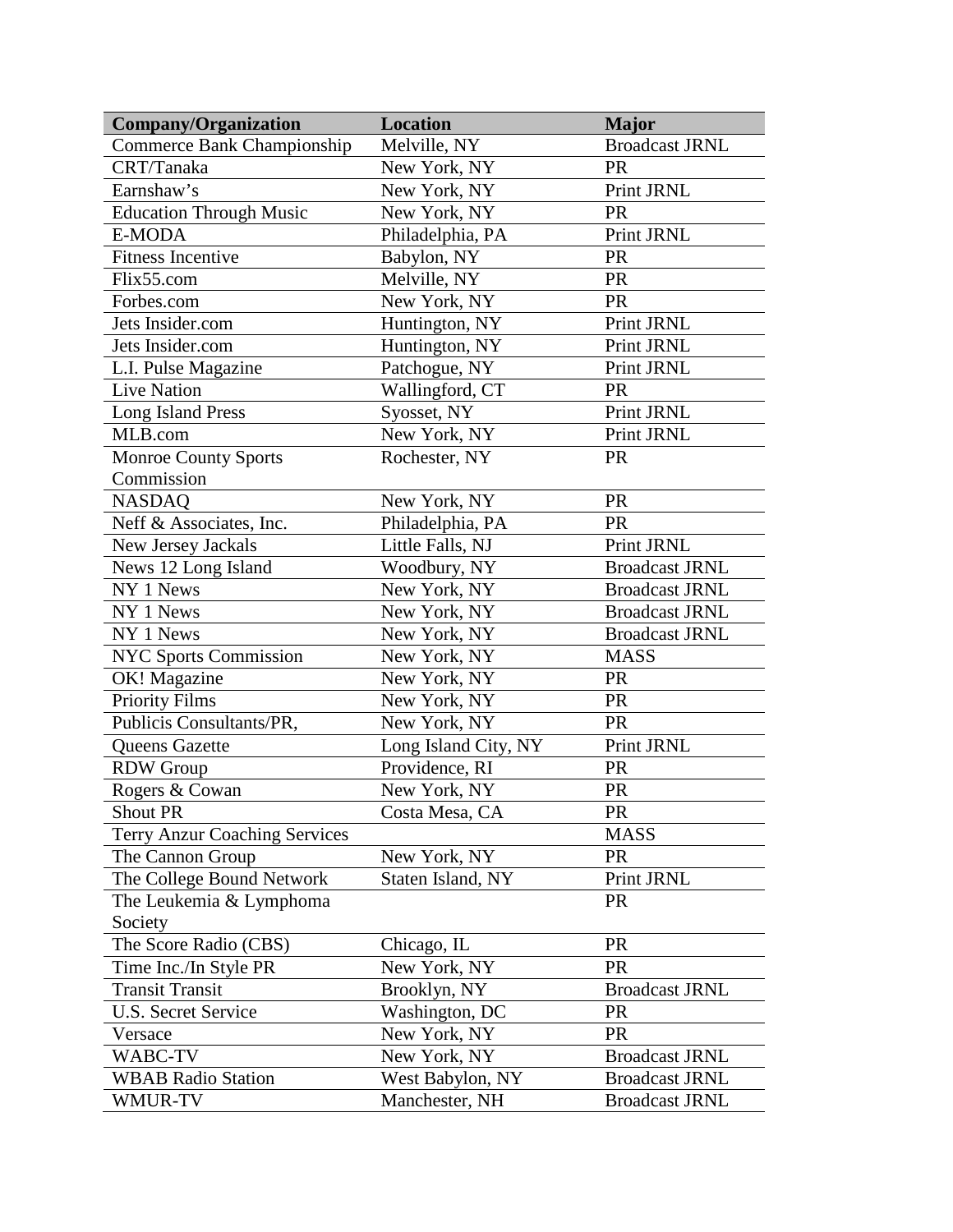| Company/Organization | Location | Major |
|---|---|---|
| Commerce Bank Championship | Melville, NY | Broadcast JRNL |
| CRT/Tanaka | New York, NY | PR |
| Earnshaw's | New York, NY | Print JRNL |
| Education Through Music | New York, NY | PR |
| E-MODA | Philadelphia, PA | Print JRNL |
| Fitness Incentive | Babylon, NY | PR |
| Flix55.com | Melville, NY | PR |
| Forbes.com | New York, NY | PR |
| Jets Insider.com | Huntington, NY | Print JRNL |
| Jets Insider.com | Huntington, NY | Print JRNL |
| L.I. Pulse Magazine | Patchogue, NY | Print JRNL |
| Live Nation | Wallingford, CT | PR |
| Long Island Press | Syosset, NY | Print JRNL |
| MLB.com | New York, NY | Print JRNL |
| Monroe County Sports Commission | Rochester, NY | PR |
| NASDAQ | New York, NY | PR |
| Neff & Associates, Inc. | Philadelphia, PA | PR |
| New Jersey Jackals | Little Falls, NJ | Print JRNL |
| News 12 Long Island | Woodbury, NY | Broadcast JRNL |
| NY 1 News | New York, NY | Broadcast JRNL |
| NY 1 News | New York, NY | Broadcast JRNL |
| NY 1 News | New York, NY | Broadcast JRNL |
| NYC Sports Commission | New York, NY | MASS |
| OK! Magazine | New York, NY | PR |
| Priority Films | New York, NY | PR |
| Publicis Consultants/PR, | New York, NY | PR |
| Queens Gazette | Long Island City, NY | Print JRNL |
| RDW Group | Providence, RI | PR |
| Rogers & Cowan | New York, NY | PR |
| Shout PR | Costa Mesa, CA | PR |
| Terry Anzur Coaching Services | | MASS |
| The Cannon Group | New York, NY | PR |
| The College Bound Network | Staten Island, NY | Print JRNL |
| The Leukemia & Lymphoma Society | | PR |
| The Score Radio (CBS) | Chicago, IL | PR |
| Time Inc./In Style PR | New York, NY | PR |
| Transit Transit | Brooklyn, NY | Broadcast JRNL |
| U.S. Secret Service | Washington, DC | PR |
| Versace | New York, NY | PR |
| WABC-TV | New York, NY | Broadcast JRNL |
| WBAB Radio Station | West Babylon, NY | Broadcast JRNL |
| WMUR-TV | Manchester, NH | Broadcast JRNL |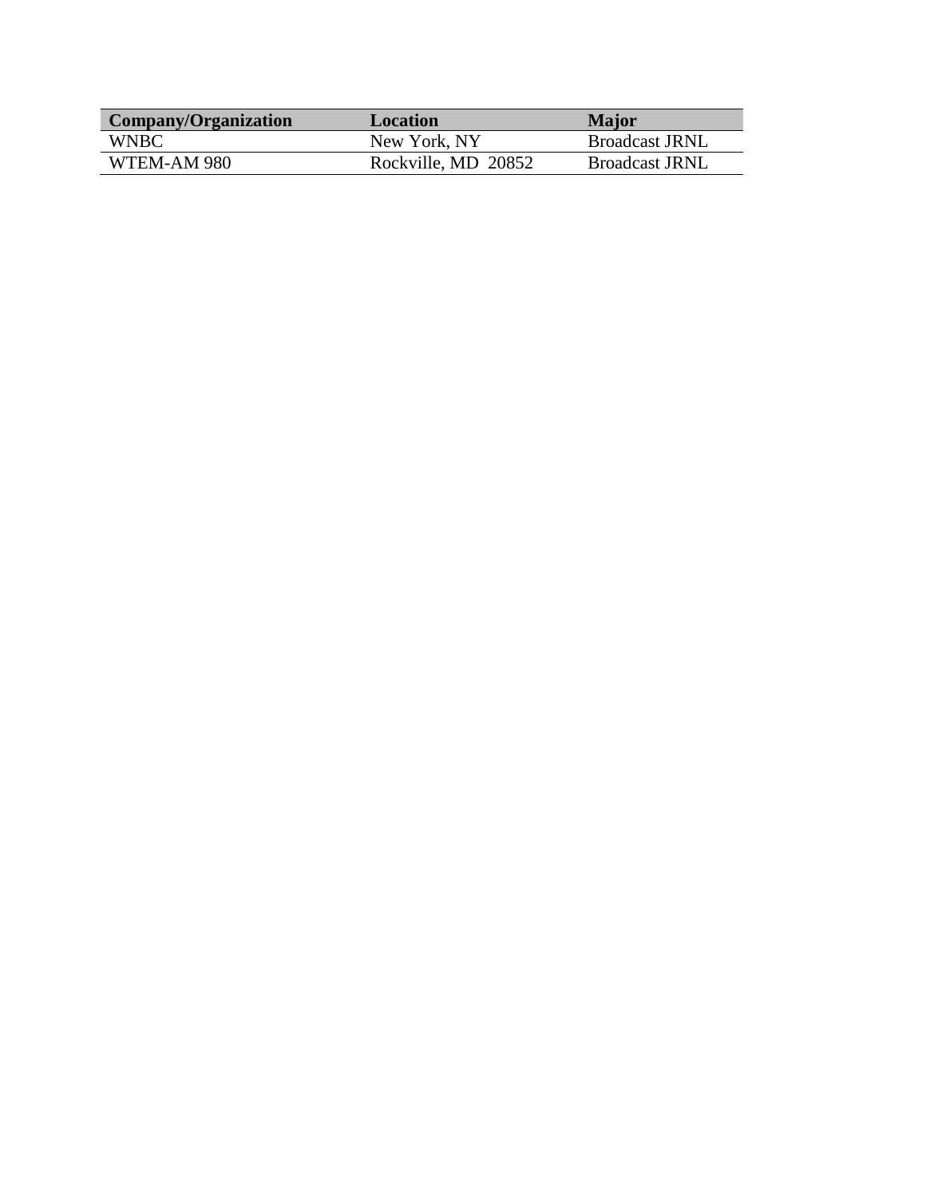| Company/Organization | Location | Major |
|---|---|---|
| WNBC | New York, NY | Broadcast JRNL |
| WTEM-AM 980 | Rockville, MD  20852 | Broadcast JRNL |